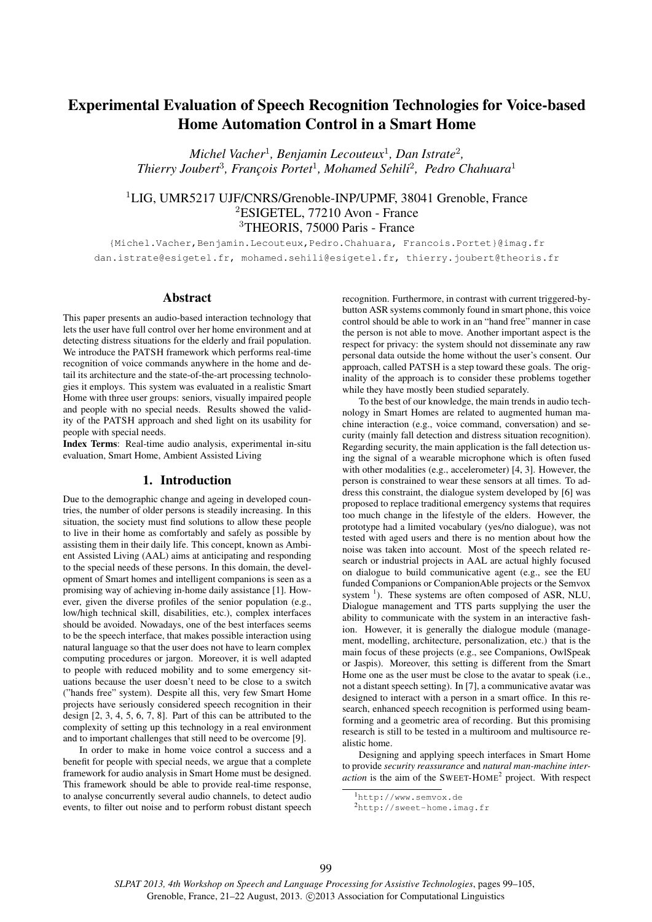# Experimental Evaluation of Speech Recognition Technologies for Voice-based Home Automation Control in a Smart Home

*Michel Vacher*[1], *Benjamin Lecouteux*[1], *Dan Istrate*[2], *Thierry Joubert*[3], *François Portet*[1], *Mohamed Sehili*[2], *Pedro Chahuara*[1]

[1]LIG, UMR5217 UJF/CNRS/Grenoble-INP/UPMF, 38041 Grenoble, France
[2]ESIGETEL, 77210 Avon - France
[3]THEORIS, 75000 Paris - France

{Michel.Vacher,Benjamin.Lecouteux,Pedro.Chahuara, Francois.Portet}@imag.fr
dan.istrate@esigetel.fr, mohamed.sehili@esigetel.fr, thierry.joubert@theoris.fr

## Abstract

This paper presents an audio-based interaction technology that lets the user have full control over her home environment and at detecting distress situations for the elderly and frail population. We introduce the PATSH framework which performs real-time recognition of voice commands anywhere in the home and detail its architecture and the state-of-the-art processing technologies it employs. This system was evaluated in a realistic Smart Home with three user groups: seniors, visually impaired people and people with no special needs. Results showed the validity of the PATSH approach and shed light on its usability for people with special needs.

**Index Terms**: Real-time audio analysis, experimental in-situ evaluation, Smart Home, Ambient Assisted Living

## 1. Introduction

Due to the demographic change and ageing in developed countries, the number of older persons is steadily increasing. In this situation, the society must find solutions to allow these people to live in their home as comfortably and safely as possible by assisting them in their daily life. This concept, known as Ambient Assisted Living (AAL) aims at anticipating and responding to the special needs of these persons. In this domain, the development of Smart homes and intelligent companions is seen as a promising way of achieving in-home daily assistance [1]. However, given the diverse profiles of the senior population (e.g., low/high technical skill, disabilities, etc.), complex interfaces should be avoided. Nowadays, one of the best interfaces seems to be the speech interface, that makes possible interaction using natural language so that the user does not have to learn complex computing procedures or jargon. Moreover, it is well adapted to people with reduced mobility and to some emergency situations because the user doesn't need to be close to a switch ("hands free" system). Despite all this, very few Smart Home projects have seriously considered speech recognition in their design [2, 3, 4, 5, 6, 7, 8]. Part of this can be attributed to the complexity of setting up this technology in a real environment and to important challenges that still need to be overcome [9].

In order to make in home voice control a success and a benefit for people with special needs, we argue that a complete framework for audio analysis in Smart Home must be designed. This framework should be able to provide real-time response, to analyse concurrently several audio channels, to detect audio events, to filter out noise and to perform robust distant speech recognition. Furthermore, in contrast with current triggered-by-button ASR systems commonly found in smart phone, this voice control should be able to work in an "hand free" manner in case the person is not able to move. Another important aspect is the respect for privacy: the system should not disseminate any raw personal data outside the home without the user's consent. Our approach, called PATSH is a step toward these goals. The originality of the approach is to consider these problems together while they have mostly been studied separately.

To the best of our knowledge, the main trends in audio technology in Smart Homes are related to augmented human machine interaction (e.g., voice command, conversation) and security (mainly fall detection and distress situation recognition). Regarding security, the main application is the fall detection using the signal of a wearable microphone which is often fused with other modalities (e.g., accelerometer) [4, 3]. However, the person is constrained to wear these sensors at all times. To address this constraint, the dialogue system developed by [6] was proposed to replace traditional emergency systems that requires too much change in the lifestyle of the elders. However, the prototype had a limited vocabulary (yes/no dialogue), was not tested with aged users and there is no mention about how the noise was taken into account. Most of the speech related research or industrial projects in AAL are actual highly focused on dialogue to build communicative agent (e.g., see the EU funded Companions or CompanionAble projects or the Semvox system [1]). These systems are often composed of ASR, NLU, Dialogue management and TTS parts supplying the user the ability to communicate with the system in an interactive fashion. However, it is generally the dialogue module (management, modelling, architecture, personalization, etc.) that is the main focus of these projects (e.g., see Companions, OwlSpeak or Jaspis). Moreover, this setting is different from the Smart Home one as the user must be close to the avatar to speak (i.e., not a distant speech setting). In [7], a communicative avatar was designed to interact with a person in a smart office. In this research, enhanced speech recognition is performed using beamforming and a geometric area of recording. But this promising research is still to be tested in a multiroom and multisource realistic home.

Designing and applying speech interfaces in Smart Home to provide *security reassurance* and *natural man-machine interaction* is the aim of the SWEET-HOME[2] project. With respect

[1]http://www.semvox.de
[2]http://sweet-home.imag.fr

*SLPAT 2013, 4th Workshop on Speech and Language Processing for Assistive Technologies*, pages 99–105, Grenoble, France, 21–22 August, 2013. ©2013 Association for Computational Linguistics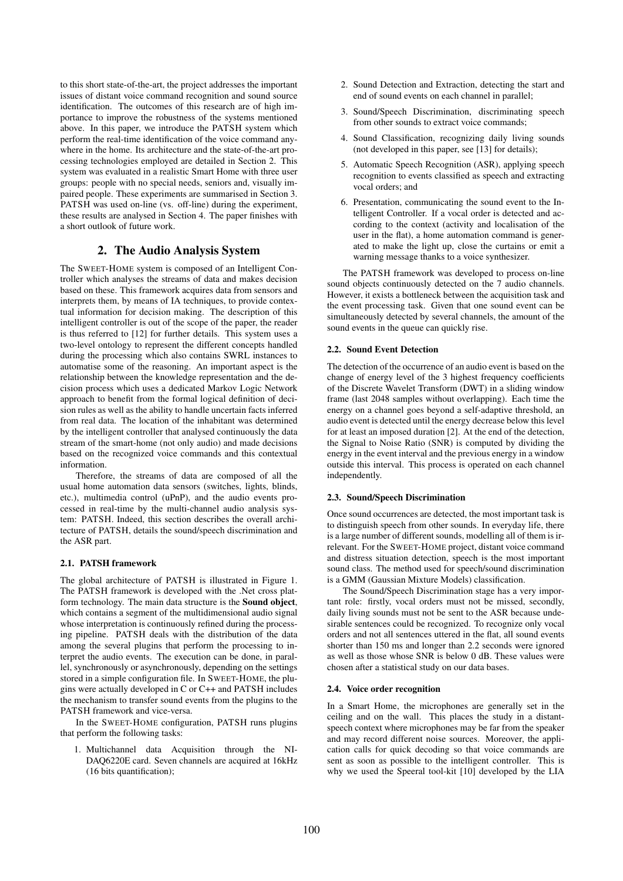to this short state-of-the-art, the project addresses the important issues of distant voice command recognition and sound source identification. The outcomes of this research are of high importance to improve the robustness of the systems mentioned above. In this paper, we introduce the PATSH system which perform the real-time identification of the voice command anywhere in the home. Its architecture and the state-of-the-art processing technologies employed are detailed in Section 2. This system was evaluated in a realistic Smart Home with three user groups: people with no special needs, seniors and, visually impaired people. These experiments are summarised in Section 3. PATSH was used on-line (vs. off-line) during the experiment, these results are analysed in Section 4. The paper finishes with a short outlook of future work.

## 2. The Audio Analysis System

The SWEET-HOME system is composed of an Intelligent Controller which analyses the streams of data and makes decision based on these. This framework acquires data from sensors and interprets them, by means of IA techniques, to provide contextual information for decision making. The description of this intelligent controller is out of the scope of the paper, the reader is thus referred to [12] for further details. This system uses a two-level ontology to represent the different concepts handled during the processing which also contains SWRL instances to automatise some of the reasoning. An important aspect is the relationship between the knowledge representation and the decision process which uses a dedicated Markov Logic Network approach to benefit from the formal logical definition of decision rules as well as the ability to handle uncertain facts inferred from real data. The location of the inhabitant was determined by the intelligent controller that analysed continuously the data stream of the smart-home (not only audio) and made decisions based on the recognized voice commands and this contextual information.

Therefore, the streams of data are composed of all the usual home automation data sensors (switches, lights, blinds, etc.), multimedia control (uPnP), and the audio events processed in real-time by the multi-channel audio analysis system: PATSH. Indeed, this section describes the overall architecture of PATSH, details the sound/speech discrimination and the ASR part.

### 2.1. PATSH framework

The global architecture of PATSH is illustrated in Figure 1. The PATSH framework is developed with the .Net cross platform technology. The main data structure is the **Sound object**, which contains a segment of the multidimensional audio signal whose interpretation is continuously refined during the processing pipeline. PATSH deals with the distribution of the data among the several plugins that perform the processing to interpret the audio events. The execution can be done, in parallel, synchronously or asynchronously, depending on the settings stored in a simple configuration file. In SWEET-HOME, the plugins were actually developed in C or C++ and PATSH includes the mechanism to transfer sound events from the plugins to the PATSH framework and vice-versa.

In the SWEET-HOME configuration, PATSH runs plugins that perform the following tasks:

1. Multichannel data Acquisition through the NI-DAQ6220E card. Seven channels are acquired at 16kHz (16 bits quantification);
2. Sound Detection and Extraction, detecting the start and end of sound events on each channel in parallel;
3. Sound/Speech Discrimination, discriminating speech from other sounds to extract voice commands;
4. Sound Classification, recognizing daily living sounds (not developed in this paper, see [13] for details);
5. Automatic Speech Recognition (ASR), applying speech recognition to events classified as speech and extracting vocal orders; and
6. Presentation, communicating the sound event to the Intelligent Controller. If a vocal order is detected and according to the context (activity and localisation of the user in the flat), a home automation command is generated to make the light up, close the curtains or emit a warning message thanks to a voice synthesizer.

The PATSH framework was developed to process on-line sound objects continuously detected on the 7 audio channels. However, it exists a bottleneck between the acquisition task and the event processing task. Given that one sound event can be simultaneously detected by several channels, the amount of the sound events in the queue can quickly rise.

### 2.2. Sound Event Detection

The detection of the occurrence of an audio event is based on the change of energy level of the 3 highest frequency coefficients of the Discrete Wavelet Transform (DWT) in a sliding window frame (last 2048 samples without overlapping). Each time the energy on a channel goes beyond a self-adaptive threshold, an audio event is detected until the energy decrease below this level for at least an imposed duration [2]. At the end of the detection, the Signal to Noise Ratio (SNR) is computed by dividing the energy in the event interval and the previous energy in a window outside this interval. This process is operated on each channel independently.

### 2.3. Sound/Speech Discrimination

Once sound occurrences are detected, the most important task is to distinguish speech from other sounds. In everyday life, there is a large number of different sounds, modelling all of them is irrelevant. For the SWEET-HOME project, distant voice command and distress situation detection, speech is the most important sound class. The method used for speech/sound discrimination is a GMM (Gaussian Mixture Models) classification.

The Sound/Speech Discrimination stage has a very important role: firstly, vocal orders must not be missed, secondly, daily living sounds must not be sent to the ASR because undesirable sentences could be recognized. To recognize only vocal orders and not all sentences uttered in the flat, all sound events shorter than 150 ms and longer than 2.2 seconds were ignored as well as those whose SNR is below 0 dB. These values were chosen after a statistical study on our data bases.

### 2.4. Voice order recognition

In a Smart Home, the microphones are generally set in the ceiling and on the wall. This places the study in a distant-speech context where microphones may be far from the speaker and may record different noise sources. Moreover, the application calls for quick decoding so that voice commands are sent as soon as possible to the intelligent controller. This is why we used the Speeral tool-kit [10] developed by the LIA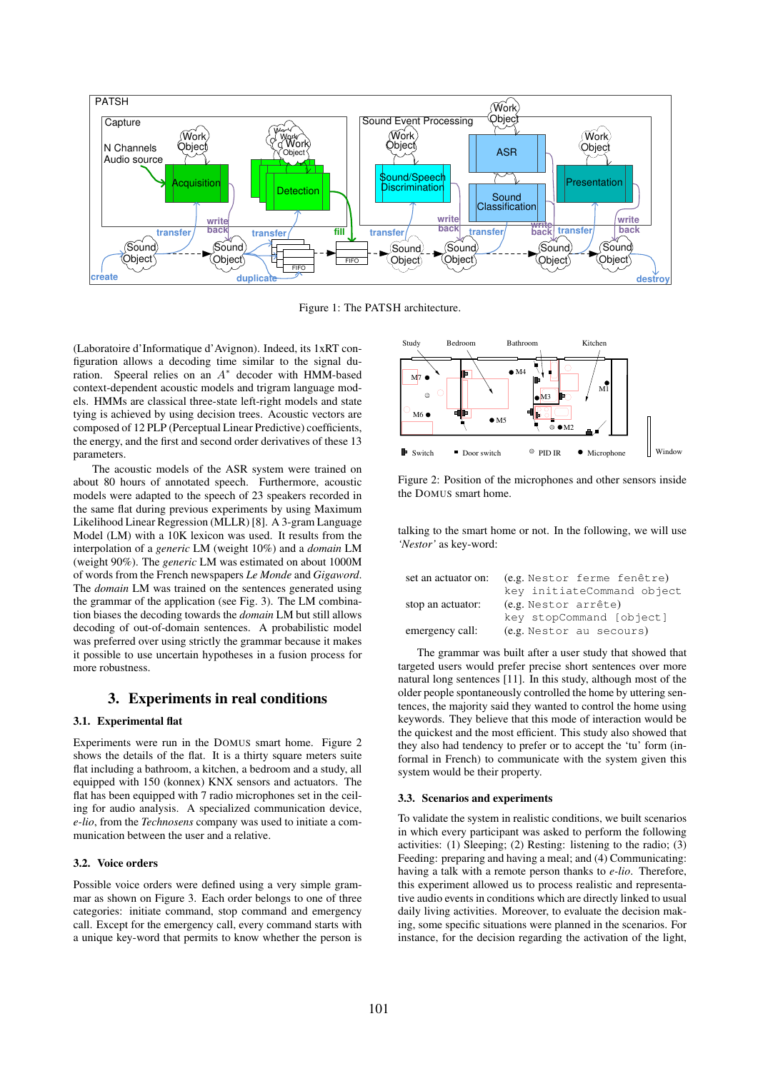Figure 1: The PATSH architecture.

(Laboratoire d'Informatique d'Avignon). Indeed, its 1xRT configuration allows a decoding time similar to the signal duration. Speeral relies on an $A^*$ decoder with HMM-based context-dependent acoustic models and trigram language models. HMMs are classical three-state left-right models and state tying is achieved by using decision trees. Acoustic vectors are composed of 12 PLP (Perceptual Linear Predictive) coefficients, the energy, and the first and second order derivatives of these 13 parameters.

The acoustic models of the ASR system were trained on about 80 hours of annotated speech. Furthermore, acoustic models were adapted to the speech of 23 speakers recorded in the same flat during previous experiments by using Maximum Likelihood Linear Regression (MLLR) [8]. A 3-gram Language Model (LM) with a 10K lexicon was used. It results from the interpolation of a *generic* LM (weight 10%) and a *domain* LM (weight 90%). The *generic* LM was estimated on about 1000M of words from the French newspapers *Le Monde* and *Gigaword*. The *domain* LM was trained on the sentences generated using the grammar of the application (see Fig. 3). The LM combination biases the decoding towards the *domain* LM but still allows decoding of out-of-domain sentences. A probabilistic model was preferred over using strictly the grammar because it makes it possible to use uncertain hypotheses in a fusion process for more robustness.

## 3. Experiments in real conditions

### 3.1. Experimental flat

Experiments were run in the DOMUS smart home. Figure 2 shows the details of the flat. It is a thirty square meters suite flat including a bathroom, a kitchen, a bedroom and a study, all equipped with 150 (konnex) KNX sensors and actuators. The flat has been equipped with 7 radio microphones set in the ceiling for audio analysis. A specialized communication device, *e-lio*, from the *Technosens* company was used to initiate a communication between the user and a relative.

### 3.2. Voice orders

Possible voice orders were defined using a very simple grammar as shown on Figure 3. Each order belongs to one of three categories: initiate command, stop command and emergency call. Except for the emergency call, every command starts with a unique key-word that permits to know whether the person is talking to the smart home or not. In the following, we will use *'Nestor'* as key-word:

Figure 2: Position of the microphones and other sensors inside the DOMUS smart home.

| | |
|---|---|
| set an actuator on: | (e.g. `Nestor ferme fenêtre`) `key initiateCommand object` |
| stop an actuator: | (e.g. `Nestor arrête`) `key stopCommand [object]` |
| emergency call: | (e.g. `Nestor au secours`) |

The grammar was built after a user study that showed that targeted users would prefer precise short sentences over more natural long sentences [11]. In this study, although most of the older people spontaneously controlled the home by uttering sentences, the majority said they wanted to control the home using keywords. They believe that this mode of interaction would be the quickest and the most efficient. This study also showed that they also had tendency to prefer or to accept the 'tu' form (informal in French) to communicate with the system given this system would be their property.

### 3.3. Scenarios and experiments

To validate the system in realistic conditions, we built scenarios in which every participant was asked to perform the following activities: (1) Sleeping; (2) Resting: listening to the radio; (3) Feeding: preparing and having a meal; and (4) Communicating: having a talk with a remote person thanks to *e-lio*. Therefore, this experiment allowed us to process realistic and representative audio events in conditions which are directly linked to usual daily living activities. Moreover, to evaluate the decision making, some specific situations were planned in the scenarios. For instance, for the decision regarding the activation of the light,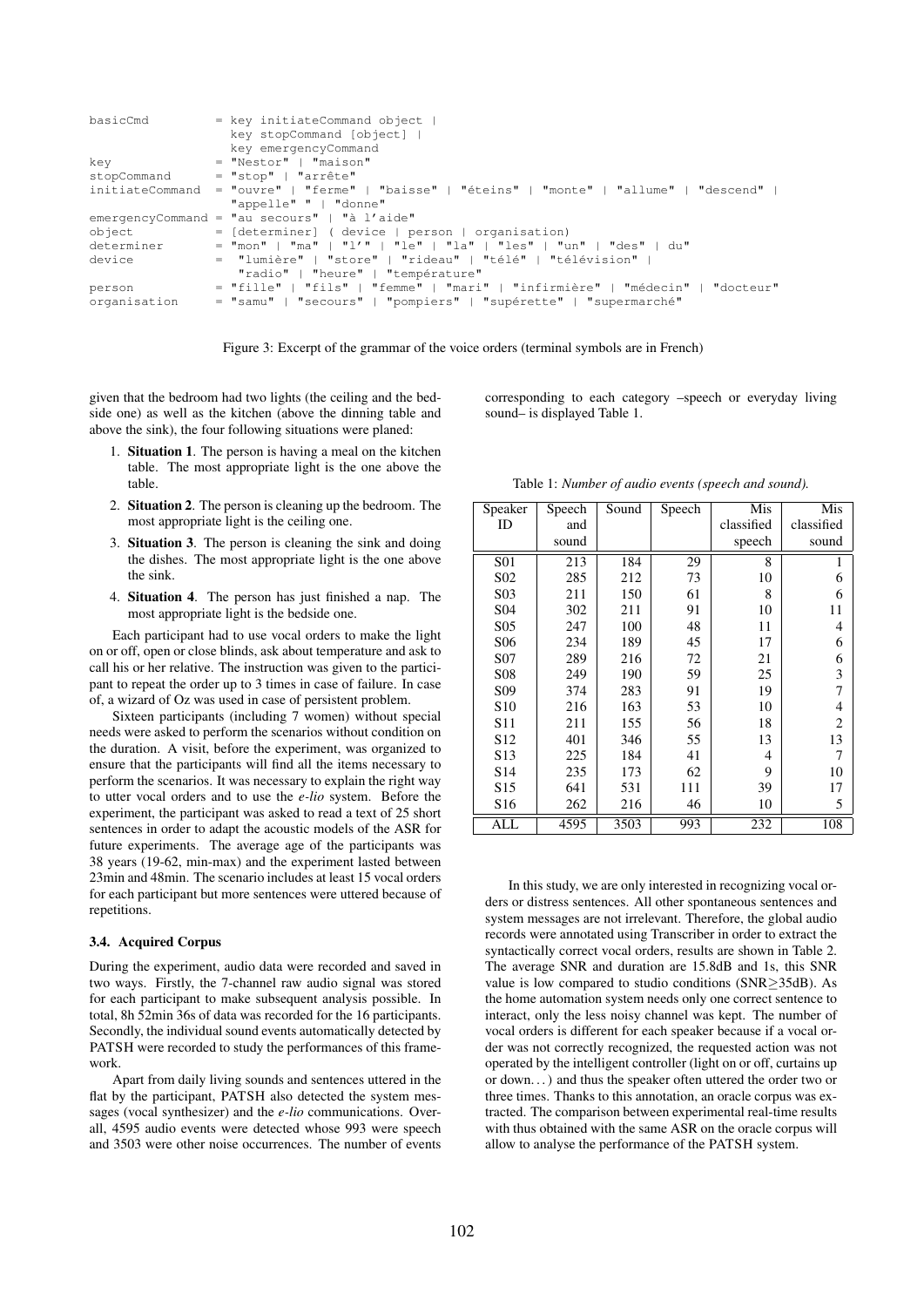```
basicCmd         = key initiateCommand object |
                   key stopCommand [object] |
                   key emergencyCommand
key              = "Nestor" | "maison"
stopCommand      = "stop" | "arrête"
initiateCommand  = "ouvre" | "ferme" | "baisse" | "éteins" | "monte" | "allume" | "descend" |
                   "appelle" " | "donne"
emergencyCommand = "au secours" | "à l'aide"
object           = [determiner] ( device | person | organisation)
determiner       = "mon" | "ma" | "l'" | "le" | "la" | "les" | "un" | "des" | du"
device           =  "lumière" | "store" | "rideau" | "télé" | "télévision" |
                    "radio" | "heure" | "température"
person           = "fille" | "fils" | "femme" | "mari" | "infirmière" | "médecin" | "docteur"
organisation     = "samu" | "secours" | "pompiers" | "supérette" | "supermarché"
```

Figure 3: Excerpt of the grammar of the voice orders (terminal symbols are in French)

given that the bedroom had two lights (the ceiling and the bedside one) as well as the kitchen (above the dinning table and above the sink), the four following situations were planed:

1. **Situation 1**. The person is having a meal on the kitchen table. The most appropriate light is the one above the table.
2. **Situation 2**. The person is cleaning up the bedroom. The most appropriate light is the ceiling one.
3. **Situation 3**. The person is cleaning the sink and doing the dishes. The most appropriate light is the one above the sink.
4. **Situation 4**. The person has just finished a nap. The most appropriate light is the bedside one.

Each participant had to use vocal orders to make the light on or off, open or close blinds, ask about temperature and ask to call his or her relative. The instruction was given to the participant to repeat the order up to 3 times in case of failure. In case of, a wizard of Oz was used in case of persistent problem.

Sixteen participants (including 7 women) without special needs were asked to perform the scenarios without condition on the duration. A visit, before the experiment, was organized to ensure that the participants will find all the items necessary to perform the scenarios. It was necessary to explain the right way to utter vocal orders and to use the *e-lio* system. Before the experiment, the participant was asked to read a text of 25 short sentences in order to adapt the acoustic models of the ASR for future experiments. The average age of the participants was 38 years (19-62, min-max) and the experiment lasted between 23min and 48min. The scenario includes at least 15 vocal orders for each participant but more sentences were uttered because of repetitions.

### 3.4. Acquired Corpus

During the experiment, audio data were recorded and saved in two ways. Firstly, the 7-channel raw audio signal was stored for each participant to make subsequent analysis possible. In total, 8h 52min 36s of data was recorded for the 16 participants. Secondly, the individual sound events automatically detected by PATSH were recorded to study the performances of this framework.

Apart from daily living sounds and sentences uttered in the flat by the participant, PATSH also detected the system messages (vocal synthesizer) and the *e-lio* communications. Overall, 4595 audio events were detected whose 993 were speech and 3503 were other noise occurrences. The number of events corresponding to each category –speech or everyday living sound– is displayed Table 1.

Table 1: *Number of audio events (speech and sound).*

| Speaker ID | Speech and sound | Sound | Speech | Mis classified speech | Mis classified sound |
|---|---|---|---|---|---|
| S01 | 213 | 184 | 29 | 8 | 1 |
| S02 | 285 | 212 | 73 | 10 | 6 |
| S03 | 211 | 150 | 61 | 8 | 6 |
| S04 | 302 | 211 | 91 | 10 | 11 |
| S05 | 247 | 100 | 48 | 11 | 4 |
| S06 | 234 | 189 | 45 | 17 | 6 |
| S07 | 289 | 216 | 72 | 21 | 6 |
| S08 | 249 | 190 | 59 | 25 | 3 |
| S09 | 374 | 283 | 91 | 19 | 7 |
| S10 | 216 | 163 | 53 | 10 | 4 |
| S11 | 211 | 155 | 56 | 18 | 2 |
| S12 | 401 | 346 | 55 | 13 | 13 |
| S13 | 225 | 184 | 41 | 4 | 7 |
| S14 | 235 | 173 | 62 | 9 | 10 |
| S15 | 641 | 531 | 111 | 39 | 17 |
| S16 | 262 | 216 | 46 | 10 | 5 |
| ALL | 4595 | 3503 | 993 | 232 | 108 |

In this study, we are only interested in recognizing vocal orders or distress sentences. All other spontaneous sentences and system messages are not irrelevant. Therefore, the global audio records were annotated using Transcriber in order to extract the syntactically correct vocal orders, results are shown in Table 2. The average SNR and duration are 15.8dB and 1s, this SNR value is low compared to studio conditions (SNR$\geq$35dB). As the home automation system needs only one correct sentence to interact, only the less noisy channel was kept. The number of vocal orders is different for each speaker because if a vocal order was not correctly recognized, the requested action was not operated by the intelligent controller (light on or off, curtains up or down. . . ) and thus the speaker often uttered the order two or three times. Thanks to this annotation, an oracle corpus was extracted. The comparison between experimental real-time results with thus obtained with the same ASR on the oracle corpus will allow to analyse the performance of the PATSH system.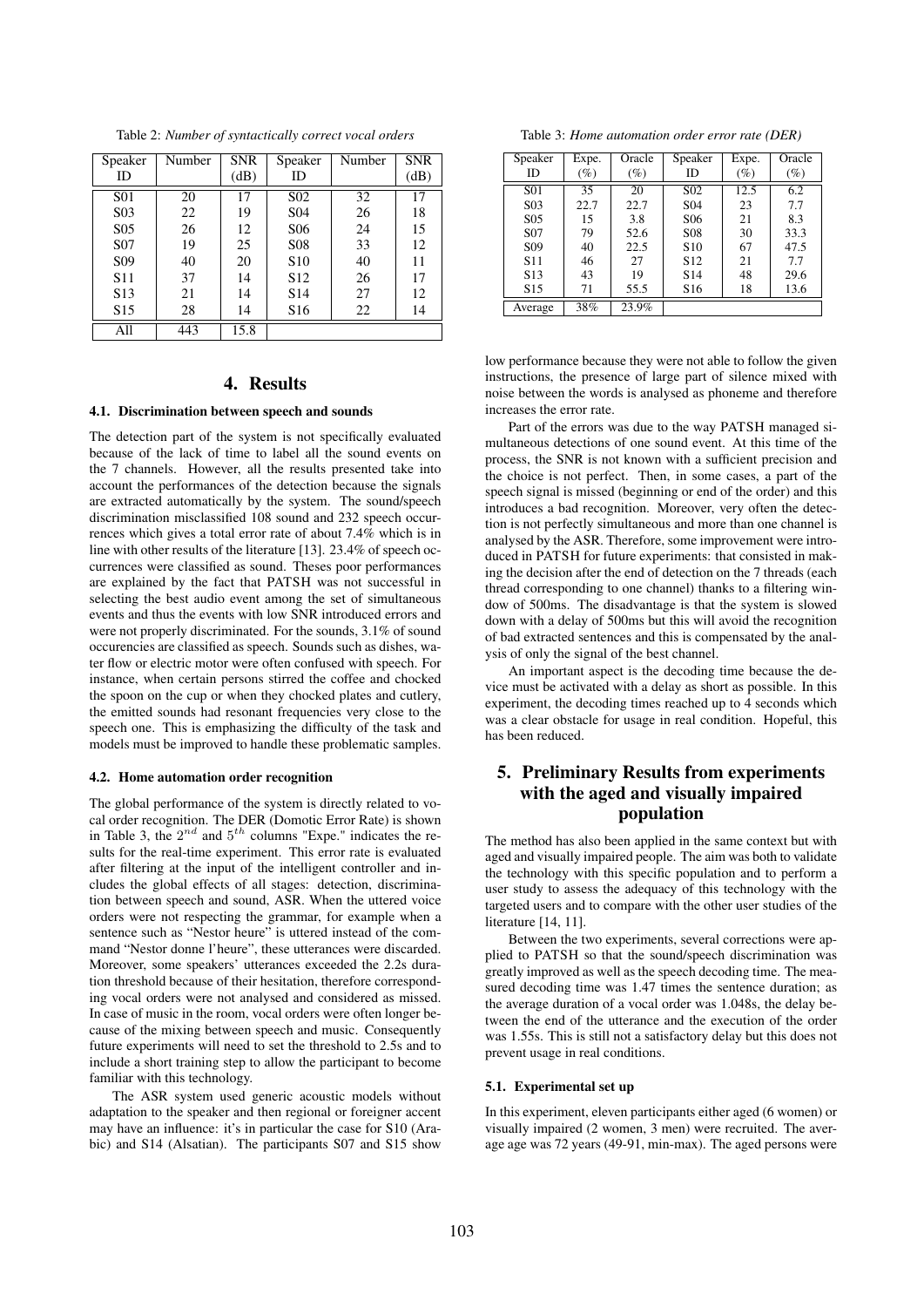Table 2: *Number of syntactically correct vocal orders*

| Speaker ID | Number | SNR (dB) | Speaker ID | Number | SNR (dB) |
|---|---|---|---|---|---|
| S01 | 20 | 17 | S02 | 32 | 17 |
| S03 | 22 | 19 | S04 | 26 | 18 |
| S05 | 26 | 12 | S06 | 24 | 15 |
| S07 | 19 | 25 | S08 | 33 | 12 |
| S09 | 40 | 20 | S10 | 40 | 11 |
| S11 | 37 | 14 | S12 | 26 | 17 |
| S13 | 21 | 14 | S14 | 27 | 12 |
| S15 | 28 | 14 | S16 | 22 | 14 |
| All | 443 | 15.8 | | | |

Table 3: *Home automation order error rate (DER)*

| Speaker ID | Expe. (%) | Oracle (%) | Speaker ID | Expe. (%) | Oracle (%) |
|---|---|---|---|---|---|
| S01 | 35 | 20 | S02 | 12.5 | 6.2 |
| S03 | 22.7 | 22.7 | S04 | 23 | 7.7 |
| S05 | 15 | 3.8 | S06 | 21 | 8.3 |
| S07 | 79 | 52.6 | S08 | 30 | 33.3 |
| S09 | 40 | 22.5 | S10 | 67 | 47.5 |
| S11 | 46 | 27 | S12 | 21 | 7.7 |
| S13 | 43 | 19 | S14 | 48 | 29.6 |
| S15 | 71 | 55.5 | S16 | 18 | 13.6 |
| Average | 38% | 23.9% | | | |

# 4. Results

### 4.1. Discrimination between speech and sounds

The detection part of the system is not specifically evaluated because of the lack of time to label all the sound events on the 7 channels. However, all the results presented take into account the performances of the detection because the signals are extracted automatically by the system. The sound/speech discrimination misclassified 108 sound and 232 speech occurrences which gives a total error rate of about 7.4% which is in line with other results of the literature [13]. 23.4% of speech occurrences were classified as sound. Theses poor performances are explained by the fact that PATSH was not successful in selecting the best audio event among the set of simultaneous events and thus the events with low SNR introduced errors and were not properly discriminated. For the sounds, 3.1% of sound occurencies are classified as speech. Sounds such as dishes, water flow or electric motor were often confused with speech. For instance, when certain persons stirred the coffee and chocked the spoon on the cup or when they chocked plates and cutlery, the emitted sounds had resonant frequencies very close to the speech one. This is emphasizing the difficulty of the task and models must be improved to handle these problematic samples.

### 4.2. Home automation order recognition

The global performance of the system is directly related to vocal order recognition. The DER (Domotic Error Rate) is shown in Table 3, the $2^{nd}$ and $5^{th}$ columns "Expe." indicates the results for the real-time experiment. This error rate is evaluated after filtering at the input of the intelligent controller and includes the global effects of all stages: detection, discrimination between speech and sound, ASR. When the uttered voice orders were not respecting the grammar, for example when a sentence such as "Nestor heure" is uttered instead of the command "Nestor donne l'heure", these utterances were discarded. Moreover, some speakers' utterances exceeded the 2.2s duration threshold because of their hesitation, therefore corresponding vocal orders were not analysed and considered as missed. In case of music in the room, vocal orders were often longer because of the mixing between speech and music. Consequently future experiments will need to set the threshold to 2.5s and to include a short training step to allow the participant to become familiar with this technology.

The ASR system used generic acoustic models without adaptation to the speaker and then regional or foreigner accent may have an influence: it's in particular the case for S10 (Arabic) and S14 (Alsatian). The participants S07 and S15 show low performance because they were not able to follow the given instructions, the presence of large part of silence mixed with noise between the words is analysed as phoneme and therefore increases the error rate.

Part of the errors was due to the way PATSH managed simultaneous detections of one sound event. At this time of the process, the SNR is not known with a sufficient precision and the choice is not perfect. Then, in some cases, a part of the speech signal is missed (beginning or end of the order) and this introduces a bad recognition. Moreover, very often the detection is not perfectly simultaneous and more than one channel is analysed by the ASR. Therefore, some improvement were introduced in PATSH for future experiments: that consisted in making the decision after the end of detection on the 7 threads (each thread corresponding to one channel) thanks to a filtering window of 500ms. The disadvantage is that the system is slowed down with a delay of 500ms but this will avoid the recognition of bad extracted sentences and this is compensated by the analysis of only the signal of the best channel.

An important aspect is the decoding time because the device must be activated with a delay as short as possible. In this experiment, the decoding times reached up to 4 seconds which was a clear obstacle for usage in real condition. Hopeful, this has been reduced.

# 5. Preliminary Results from experiments with the aged and visually impaired population

The method has also been applied in the same context but with aged and visually impaired people. The aim was both to validate the technology with this specific population and to perform a user study to assess the adequacy of this technology with the targeted users and to compare with the other user studies of the literature [14, 11].

Between the two experiments, several corrections were applied to PATSH so that the sound/speech discrimination was greatly improved as well as the speech decoding time. The measured decoding time was 1.47 times the sentence duration; as the average duration of a vocal order was 1.048s, the delay between the end of the utterance and the execution of the order was 1.55s. This is still not a satisfactory delay but this does not prevent usage in real conditions.

### 5.1. Experimental set up

In this experiment, eleven participants either aged (6 women) or visually impaired (2 women, 3 men) were recruited. The average age was 72 years (49-91, min-max). The aged persons were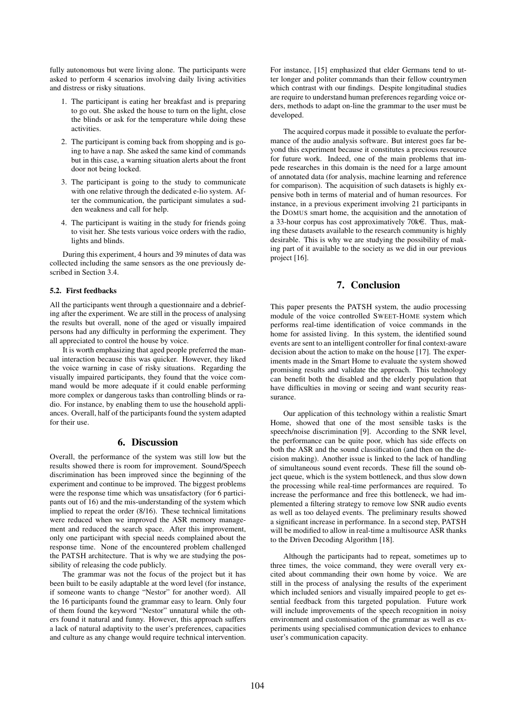fully autonomous but were living alone. The participants were asked to perform 4 scenarios involving daily living activities and distress or risky situations.

1. The participant is eating her breakfast and is preparing to go out. She asked the house to turn on the light, close the blinds or ask for the temperature while doing these activities.
2. The participant is coming back from shopping and is going to have a nap. She asked the same kind of commands but in this case, a warning situation alerts about the front door not being locked.
3. The participant is going to the study to communicate with one relative through the dedicated e-lio system. After the communication, the participant simulates a sudden weakness and call for help.
4. The participant is waiting in the study for friends going to visit her. She tests various voice orders with the radio, lights and blinds.

During this experiment, 4 hours and 39 minutes of data was collected including the same sensors as the one previously described in Section 3.4.

### 5.2. First feedbacks

All the participants went through a questionnaire and a debriefing after the experiment. We are still in the process of analysing the results but overall, none of the aged or visually impaired persons had any difficulty in performing the experiment. They all appreciated to control the house by voice.

It is worth emphasizing that aged people preferred the manual interaction because this was quicker. However, they liked the voice warning in case of risky situations. Regarding the visually impaired participants, they found that the voice command would be more adequate if it could enable performing more complex or dangerous tasks than controlling blinds or radio. For instance, by enabling them to use the household appliances. Overall, half of the participants found the system adapted for their use.

## 6. Discussion

Overall, the performance of the system was still low but the results showed there is room for improvement. Sound/Speech discrimination has been improved since the beginning of the experiment and continue to be improved. The biggest problems were the response time which was unsatisfactory (for 6 participants out of 16) and the mis-understanding of the system which implied to repeat the order (8/16). These technical limitations were reduced when we improved the ASR memory management and reduced the search space. After this improvement, only one participant with special needs complained about the response time. None of the encountered problem challenged the PATSH architecture. That is why we are studying the possibility of releasing the code publicly.

The grammar was not the focus of the project but it has been built to be easily adaptable at the word level (for instance, if someone wants to change "Nestor" for another word). All the 16 participants found the grammar easy to learn. Only four of them found the keyword "Nestor" unnatural while the others found it natural and funny. However, this approach suffers a lack of natural adaptivity to the user's preferences, capacities and culture as any change would require technical intervention. For instance, [15] emphasized that elder Germans tend to utter longer and politer commands than their fellow countrymen which contrast with our findings. Despite longitudinal studies are require to understand human preferences regarding voice orders, methods to adapt on-line the grammar to the user must be developed.

The acquired corpus made it possible to evaluate the performance of the audio analysis software. But interest goes far beyond this experiment because it constitutes a precious resource for future work. Indeed, one of the main problems that impede researches in this domain is the need for a large amount of annotated data (for analysis, machine learning and reference for comparison). The acquisition of such datasets is highly expensive both in terms of material and of human resources. For instance, in a previous experiment involving 21 participants in the DOMUS smart home, the acquisition and the annotation of a 33-hour corpus has cost approximatively 70k€. Thus, making these datasets available to the research community is highly desirable. This is why we are studying the possibility of making part of it available to the society as we did in our previous project [16].

## 7. Conclusion

This paper presents the PATSH system, the audio processing module of the voice controlled SWEET-HOME system which performs real-time identification of voice commands in the home for assisted living. In this system, the identified sound events are sent to an intelligent controller for final context-aware decision about the action to make on the house [17]. The experiments made in the Smart Home to evaluate the system showed promising results and validate the approach. This technology can benefit both the disabled and the elderly population that have difficulties in moving or seeing and want security reassurance.

Our application of this technology within a realistic Smart Home, showed that one of the most sensible tasks is the speech/noise discrimination [9]. According to the SNR level, the performance can be quite poor, which has side effects on both the ASR and the sound classification (and then on the decision making). Another issue is linked to the lack of handling of simultaneous sound event records. These fill the sound object queue, which is the system bottleneck, and thus slow down the processing while real-time performances are required. To increase the performance and free this bottleneck, we had implemented a filtering strategy to remove low SNR audio events as well as too delayed events. The preliminary results showed a significant increase in performance. In a second step, PATSH will be modified to allow in real-time a multisource ASR thanks to the Driven Decoding Algorithm [18].

Although the participants had to repeat, sometimes up to three times, the voice command, they were overall very excited about commanding their own home by voice. We are still in the process of analysing the results of the experiment which included seniors and visually impaired people to get essential feedback from this targeted population. Future work will include improvements of the speech recognition in noisy environment and customisation of the grammar as well as experiments using specialised communication devices to enhance user's communication capacity.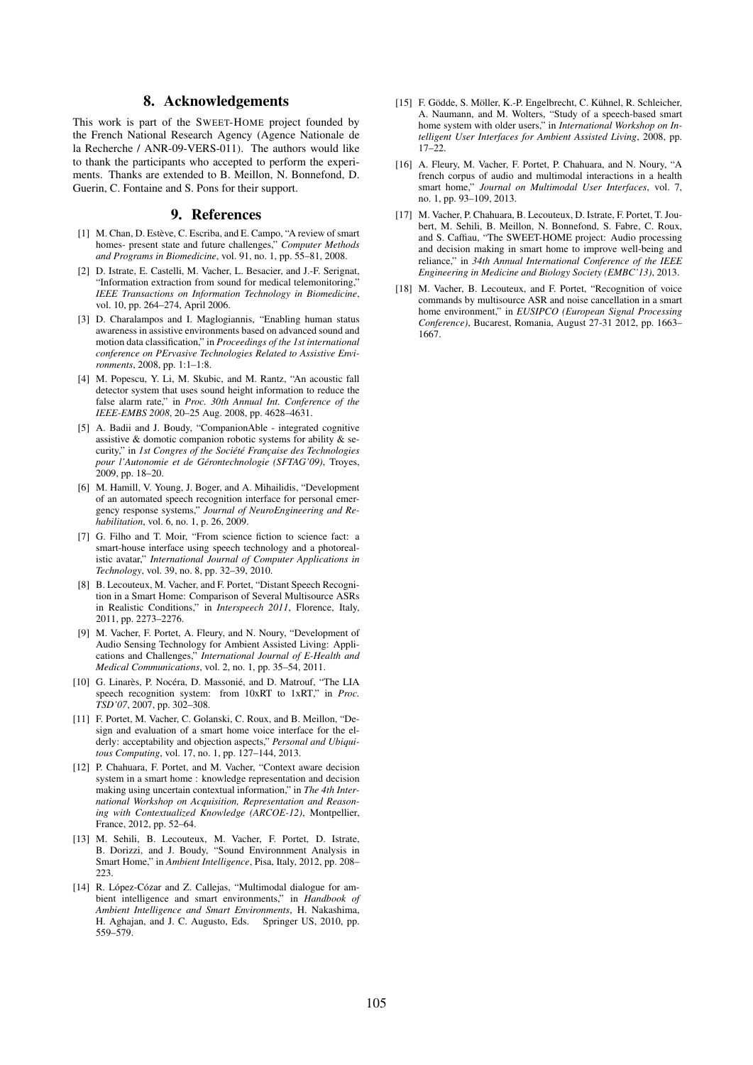## 8. Acknowledgements

This work is part of the SWEET-HOME project founded by the French National Research Agency (Agence Nationale de la Recherche / ANR-09-VERS-011). The authors would like to thank the participants who accepted to perform the experiments. Thanks are extended to B. Meillon, N. Bonnefond, D. Guerin, C. Fontaine and S. Pons for their support.

## 9. References

[1] M. Chan, D. Estève, C. Escriba, and E. Campo, "A review of smart homes- present state and future challenges," *Computer Methods and Programs in Biomedicine*, vol. 91, no. 1, pp. 55–81, 2008.

[2] D. Istrate, E. Castelli, M. Vacher, L. Besacier, and J.-F. Serignat, "Information extraction from sound for medical telemonitoring," *IEEE Transactions on Information Technology in Biomedicine*, vol. 10, pp. 264–274, April 2006.

[3] D. Charalampos and I. Maglogiannis, "Enabling human status awareness in assistive environments based on advanced sound and motion data classification," in *Proceedings of the 1st international conference on PErvasive Technologies Related to Assistive Environments*, 2008, pp. 1:1–1:8.

[4] M. Popescu, Y. Li, M. Skubic, and M. Rantz, "An acoustic fall detector system that uses sound height information to reduce the false alarm rate," in *Proc. 30th Annual Int. Conference of the IEEE-EMBS 2008*, 20–25 Aug. 2008, pp. 4628–4631.

[5] A. Badii and J. Boudy, "CompanionAble - integrated cognitive assistive & domotic companion robotic systems for ability & security," in *1st Congres of the Société Française des Technologies pour l'Autonomie et de Gérontechnologie (SFTAG'09)*, Troyes, 2009, pp. 18–20.

[6] M. Hamill, V. Young, J. Boger, and A. Mihailidis, "Development of an automated speech recognition interface for personal emergency response systems," *Journal of NeuroEngineering and Rehabilitation*, vol. 6, no. 1, p. 26, 2009.

[7] G. Filho and T. Moir, "From science fiction to science fact: a smart-house interface using speech technology and a photorealistic avatar," *International Journal of Computer Applications in Technology*, vol. 39, no. 8, pp. 32–39, 2010.

[8] B. Lecouteux, M. Vacher, and F. Portet, "Distant Speech Recognition in a Smart Home: Comparison of Several Multisource ASRs in Realistic Conditions," in *Interspeech 2011*, Florence, Italy, 2011, pp. 2273–2276.

[9] M. Vacher, F. Portet, A. Fleury, and N. Noury, "Development of Audio Sensing Technology for Ambient Assisted Living: Applications and Challenges," *International Journal of E-Health and Medical Communications*, vol. 2, no. 1, pp. 35–54, 2011.

[10] G. Linarès, P. Nocéra, D. Massonié, and D. Matrouf, "The LIA speech recognition system: from 10xRT to 1xRT," in *Proc. TSD'07*, 2007, pp. 302–308.

[11] F. Portet, M. Vacher, C. Golanski, C. Roux, and B. Meillon, "Design and evaluation of a smart home voice interface for the elderly: acceptability and objection aspects," *Personal and Ubiquitous Computing*, vol. 17, no. 1, pp. 127–144, 2013.

[12] P. Chahuara, F. Portet, and M. Vacher, "Context aware decision system in a smart home : knowledge representation and decision making using uncertain contextual information," in *The 4th International Workshop on Acquisition, Representation and Reasoning with Contextualized Knowledge (ARCOE-12)*, Montpellier, France, 2012, pp. 52–64.

[13] M. Sehili, B. Lecouteux, M. Vacher, F. Portet, D. Istrate, B. Dorizzi, and J. Boudy, "Sound Environnment Analysis in Smart Home," in *Ambient Intelligence*, Pisa, Italy, 2012, pp. 208–223.

[14] R. López-Cózar and Z. Callejas, "Multimodal dialogue for ambient intelligence and smart environments," in *Handbook of Ambient Intelligence and Smart Environments*, H. Nakashima, H. Aghajan, and J. C. Augusto, Eds. Springer US, 2010, pp. 559–579.

[15] F. Gödde, S. Möller, K.-P. Engelbrecht, C. Kühnel, R. Schleicher, A. Naumann, and M. Wolters, "Study of a speech-based smart home system with older users," in *International Workshop on Intelligent User Interfaces for Ambient Assisted Living*, 2008, pp. 17–22.

[16] A. Fleury, M. Vacher, F. Portet, P. Chahuara, and N. Noury, "A french corpus of audio and multimodal interactions in a health smart home," *Journal on Multimodal User Interfaces*, vol. 7, no. 1, pp. 93–109, 2013.

[17] M. Vacher, P. Chahuara, B. Lecouteux, D. Istrate, F. Portet, T. Joubert, M. Sehili, B. Meillon, N. Bonnefond, S. Fabre, C. Roux, and S. Caffiau, "The SWEET-HOME project: Audio processing and decision making in smart home to improve well-being and reliance," in *34th Annual International Conference of the IEEE Engineering in Medicine and Biology Society (EMBC'13)*, 2013.

[18] M. Vacher, B. Lecouteux, and F. Portet, "Recognition of voice commands by multisource ASR and noise cancellation in a smart home environment," in *EUSIPCO (European Signal Processing Conference)*, Bucarest, Romania, August 27-31 2012, pp. 1663–1667.